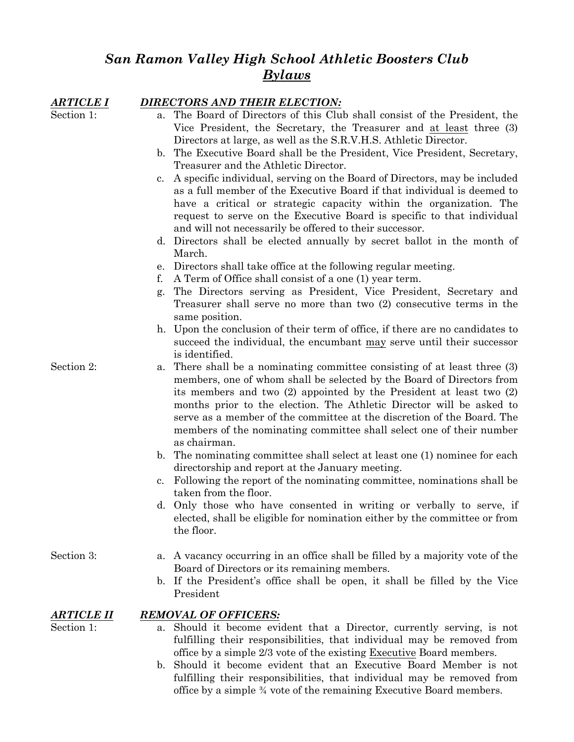# *San Ramon Valley High School Athletic Boosters Club*
## ***Bylaws***

### ***ARTICLE I*** — ***DIRECTORS AND THEIR ELECTION:***

**Section 1:**

a. The Board of Directors of this Club shall consist of the President, the Vice President, the Secretary, the Treasurer and at least three (3) Directors at large, as well as the S.R.V.H.S. Athletic Director.

b. The Executive Board shall be the President, Vice President, Secretary, Treasurer and the Athletic Director.

c. A specific individual, serving on the Board of Directors, may be included as a full member of the Executive Board if that individual is deemed to have a critical or strategic capacity within the organization. The request to serve on the Executive Board is specific to that individual and will not necessarily be offered to their successor.

d. Directors shall be elected annually by secret ballot in the month of March.

e. Directors shall take office at the following regular meeting.

f. A Term of Office shall consist of a one (1) year term.

g. The Directors serving as President, Vice President, Secretary and Treasurer shall serve no more than two (2) consecutive terms in the same position.

h. Upon the conclusion of their term of office, if there are no candidates to succeed the individual, the encumbant may serve until their successor is identified.

**Section 2:**

a. There shall be a nominating committee consisting of at least three (3) members, one of whom shall be selected by the Board of Directors from its members and two (2) appointed by the President at least two (2) months prior to the election. The Athletic Director will be asked to serve as a member of the committee at the discretion of the Board. The members of the nominating committee shall select one of their number as chairman.

b. The nominating committee shall select at least one (1) nominee for each directorship and report at the January meeting.

c. Following the report of the nominating committee, nominations shall be taken from the floor.

d. Only those who have consented in writing or verbally to serve, if elected, shall be eligible for nomination either by the committee or from the floor.

**Section 3:**

a. A vacancy occurring in an office shall be filled by a majority vote of the Board of Directors or its remaining members.

b. If the President's office shall be open, it shall be filled by the Vice President

### ***ARTICLE II*** — ***REMOVAL OF OFFICERS:***

**Section 1:**

a. Should it become evident that a Director, currently serving, is not fulfilling their responsibilities, that individual may be removed from office by a simple 2/3 vote of the existing Executive Board members.

b. Should it become evident that an Executive Board Member is not fulfilling their responsibilities, that individual may be removed from office by a simple ¾ vote of the remaining Executive Board members.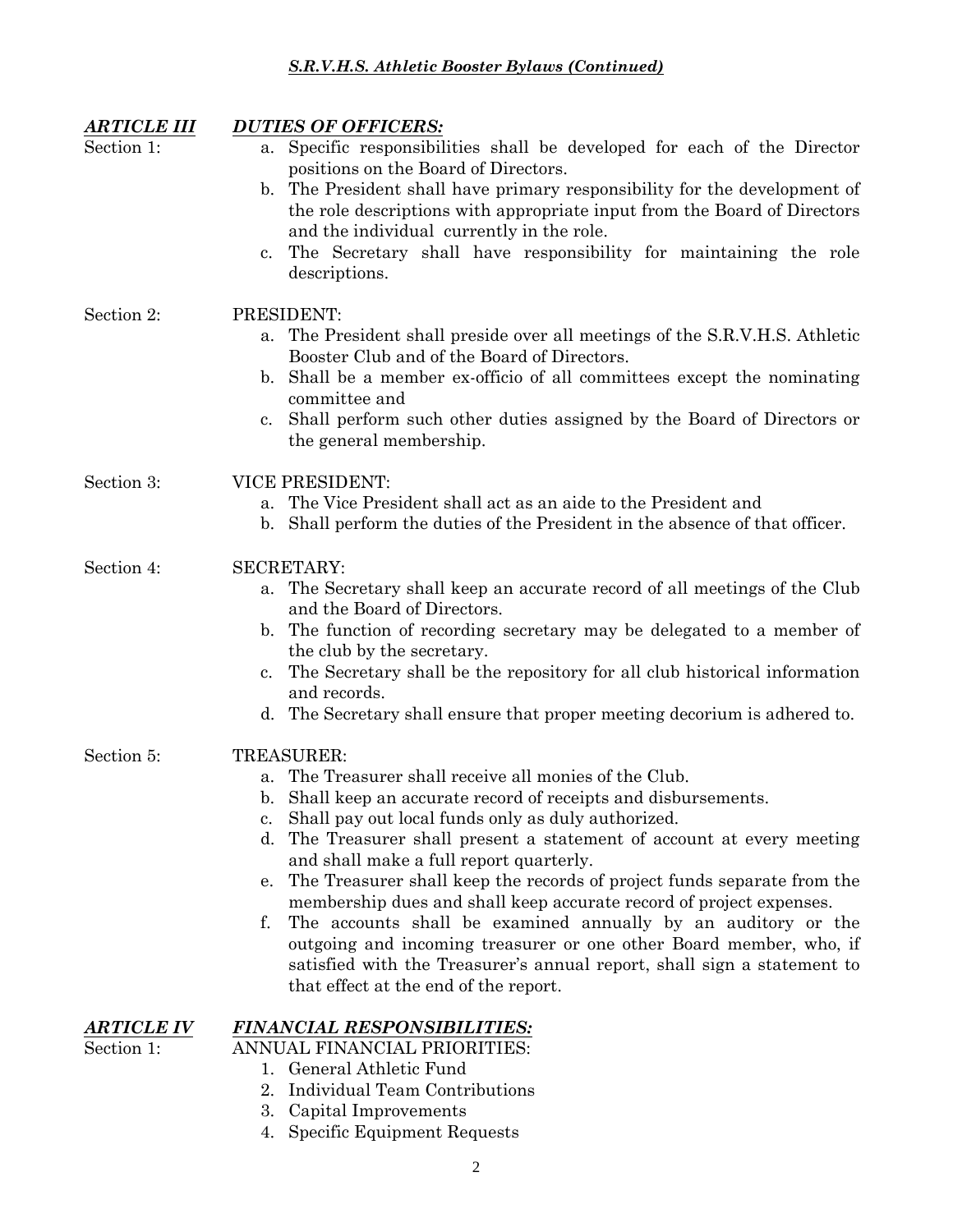## ***ARTICLE III DUTIES OF OFFICERS:***

Section 1:

a. Specific responsibilities shall be developed for each of the Director positions on the Board of Directors.
b. The President shall have primary responsibility for the development of the role descriptions with appropriate input from the Board of Directors and the individual currently in the role.
c. The Secretary shall have responsibility for maintaining the role descriptions.

Section 2: PRESIDENT:

a. The President shall preside over all meetings of the S.R.V.H.S. Athletic Booster Club and of the Board of Directors.
b. Shall be a member ex-officio of all committees except the nominating committee and
c. Shall perform such other duties assigned by the Board of Directors or the general membership.

Section 3: VICE PRESIDENT:

a. The Vice President shall act as an aide to the President and
b. Shall perform the duties of the President in the absence of that officer.

Section 4: SECRETARY:

a. The Secretary shall keep an accurate record of all meetings of the Club and the Board of Directors.
b. The function of recording secretary may be delegated to a member of the club by the secretary.
c. The Secretary shall be the repository for all club historical information and records.
d. The Secretary shall ensure that proper meeting decorium is adhered to.

Section 5: TREASURER:

a. The Treasurer shall receive all monies of the Club.
b. Shall keep an accurate record of receipts and disbursements.
c. Shall pay out local funds only as duly authorized.
d. The Treasurer shall present a statement of account at every meeting and shall make a full report quarterly.
e. The Treasurer shall keep the records of project funds separate from the membership dues and shall keep accurate record of project expenses.
f. The accounts shall be examined annually by an auditory or the outgoing and incoming treasurer or one other Board member, who, if satisfied with the Treasurer's annual report, shall sign a statement to that effect at the end of the report.

## ***ARTICLE IV FINANCIAL RESPONSIBILITIES:***

Section 1: ANNUAL FINANCIAL PRIORITIES:

1. General Athletic Fund
2. Individual Team Contributions
3. Capital Improvements
4. Specific Equipment Requests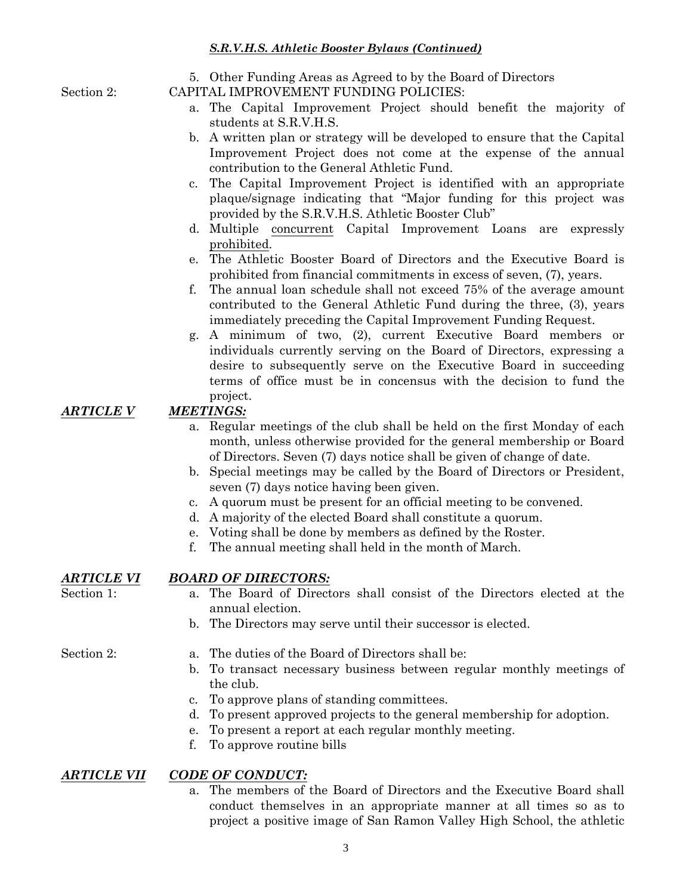5. Other Funding Areas as Agreed to by the Board of Directors

Section 2: CAPITAL IMPROVEMENT FUNDING POLICIES:

a. The Capital Improvement Project should benefit the majority of students at S.R.V.H.S.
b. A written plan or strategy will be developed to ensure that the Capital Improvement Project does not come at the expense of the annual contribution to the General Athletic Fund.
c. The Capital Improvement Project is identified with an appropriate plaque/signage indicating that "Major funding for this project was provided by the S.R.V.H.S. Athletic Booster Club"
d. Multiple <u>concurrent</u> Capital Improvement Loans are expressly <u>prohibited</u>.
e. The Athletic Booster Board of Directors and the Executive Board is prohibited from financial commitments in excess of seven, (7), years.
f. The annual loan schedule shall not exceed 75% of the average amount contributed to the General Athletic Fund during the three, (3), years immediately preceding the Capital Improvement Funding Request.
g. A minimum of two, (2), current Executive Board members or individuals currently serving on the Board of Directors, expressing a desire to subsequently serve on the Executive Board in succeeding terms of office must be in concensus with the decision to fund the project.

## ***ARTICLE V MEETINGS:***

a. Regular meetings of the club shall be held on the first Monday of each month, unless otherwise provided for the general membership or Board of Directors. Seven (7) days notice shall be given of change of date.
b. Special meetings may be called by the Board of Directors or President, seven (7) days notice having been given.
c. A quorum must be present for an official meeting to be convened.
d. A majority of the elected Board shall constitute a quorum.
e. Voting shall be done by members as defined by the Roster.
f. The annual meeting shall held in the month of March.

## ***ARTICLE VI BOARD OF DIRECTORS:***

Section 1:

a. The Board of Directors shall consist of the Directors elected at the annual election.
b. The Directors may serve until their successor is elected.

Section 2:

a. The duties of the Board of Directors shall be:
b. To transact necessary business between regular monthly meetings of the club.
c. To approve plans of standing committees.
d. To present approved projects to the general membership for adoption.
e. To present a report at each regular monthly meeting.
f. To approve routine bills

## ***ARTICLE VII CODE OF CONDUCT:***

a. The members of the Board of Directors and the Executive Board shall conduct themselves in an appropriate manner at all times so as to project a positive image of San Ramon Valley High School, the athletic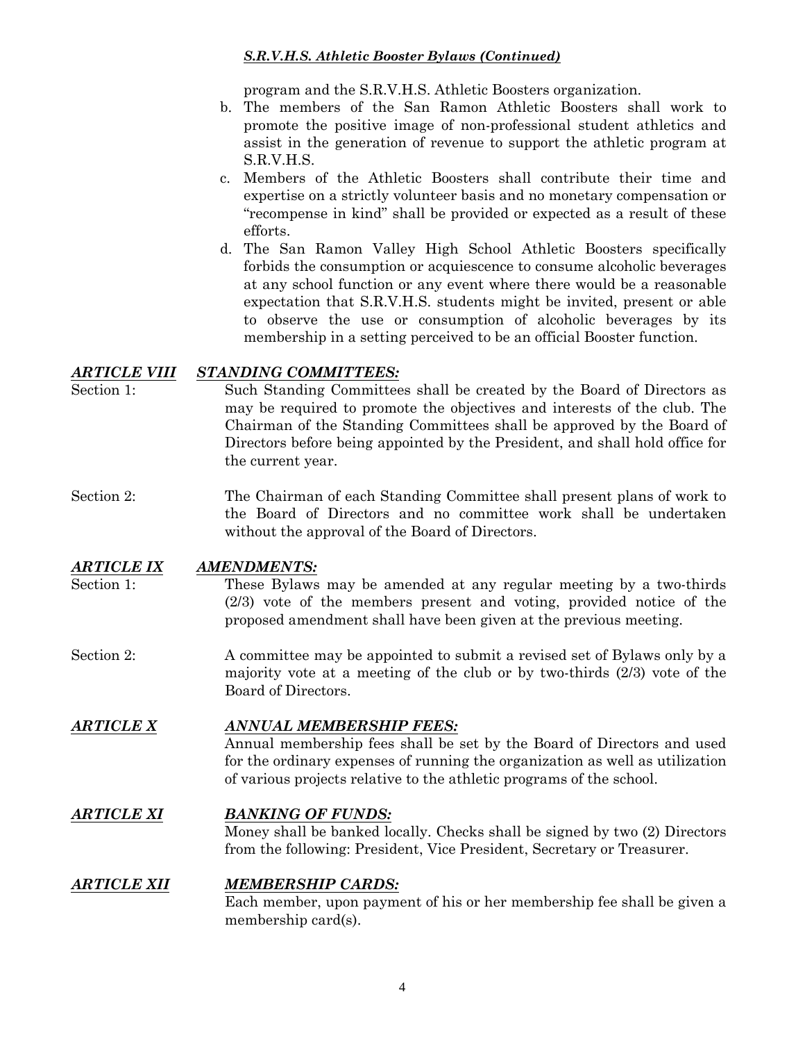program and the S.R.V.H.S. Athletic Boosters organization.

b. The members of the San Ramon Athletic Boosters shall work to promote the positive image of non-professional student athletics and assist in the generation of revenue to support the athletic program at S.R.V.H.S.

c. Members of the Athletic Boosters shall contribute their time and expertise on a strictly volunteer basis and no monetary compensation or "recompense in kind" shall be provided or expected as a result of these efforts.

d. The San Ramon Valley High School Athletic Boosters specifically forbids the consumption or acquiescence to consume alcoholic beverages at any school function or any event where there would be a reasonable expectation that S.R.V.H.S. students might be invited, present or able to observe the use or consumption of alcoholic beverages by its membership in a setting perceived to be an official Booster function.

## ***ARTICLE VIII STANDING COMMITTEES:***

Section 1: Such Standing Committees shall be created by the Board of Directors as may be required to promote the objectives and interests of the club. The Chairman of the Standing Committees shall be approved by the Board of Directors before being appointed by the President, and shall hold office for the current year.

Section 2: The Chairman of each Standing Committee shall present plans of work to the Board of Directors and no committee work shall be undertaken without the approval of the Board of Directors.

## ***ARTICLE IX AMENDMENTS:***

Section 1: These Bylaws may be amended at any regular meeting by a two-thirds (2/3) vote of the members present and voting, provided notice of the proposed amendment shall have been given at the previous meeting.

Section 2: A committee may be appointed to submit a revised set of Bylaws only by a majority vote at a meeting of the club or by two-thirds (2/3) vote of the Board of Directors.

## ***ARTICLE X ANNUAL MEMBERSHIP FEES:***

Annual membership fees shall be set by the Board of Directors and used for the ordinary expenses of running the organization as well as utilization of various projects relative to the athletic programs of the school.

## ***ARTICLE XI BANKING OF FUNDS:***

Money shall be banked locally. Checks shall be signed by two (2) Directors from the following: President, Vice President, Secretary or Treasurer.

## ***ARTICLE XII MEMBERSHIP CARDS:***

Each member, upon payment of his or her membership fee shall be given a membership card(s).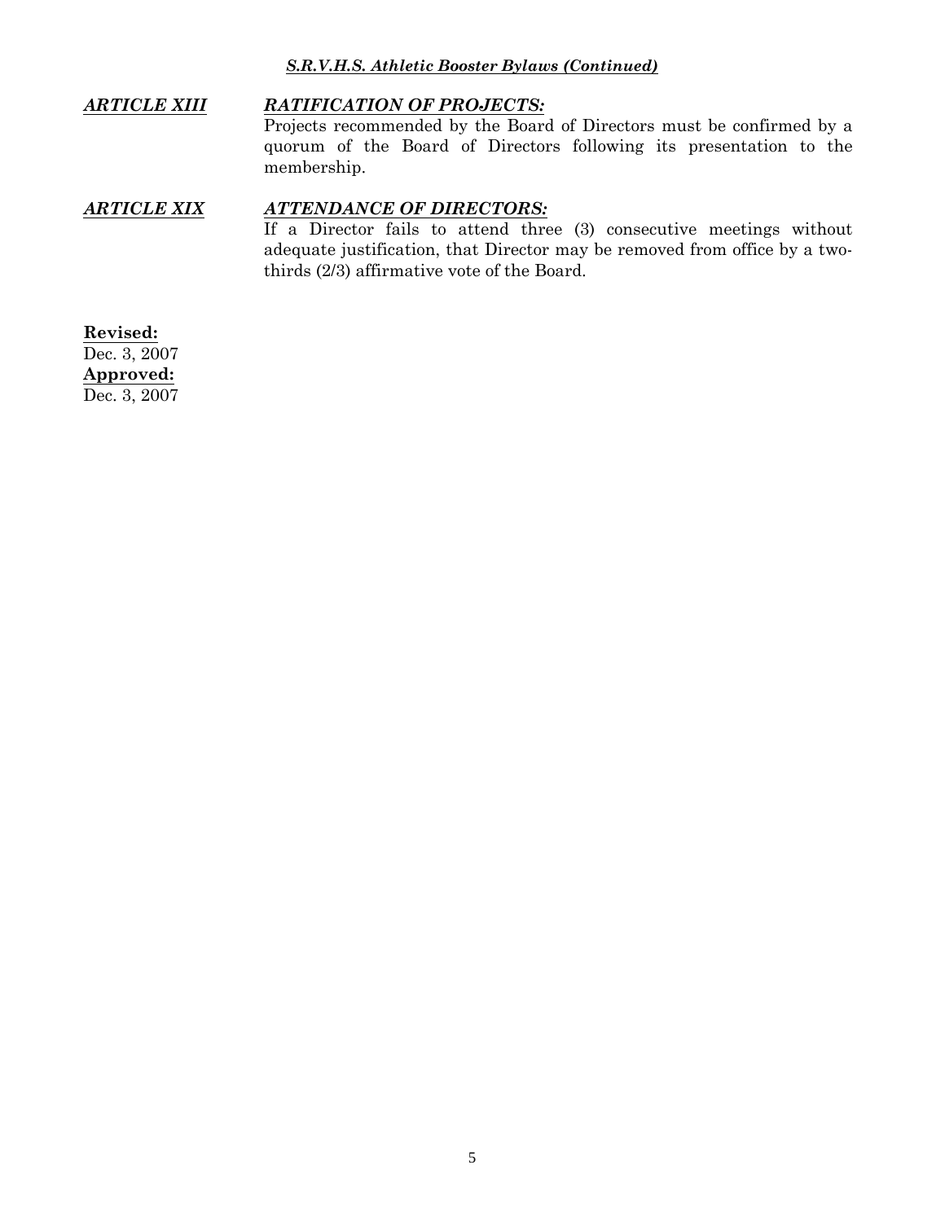***ARTICLE XIII*** ***RATIFICATION OF PROJECTS:***

Projects recommended by the Board of Directors must be confirmed by a quorum of the Board of Directors following its presentation to the membership.

***ARTICLE XIX*** ***ATTENDANCE OF DIRECTORS:***

If a Director fails to attend three (3) consecutive meetings without adequate justification, that Director may be removed from office by a two-thirds (2/3) affirmative vote of the Board.

**Revised:**
Dec. 3, 2007
**Approved:**
Dec. 3, 2007